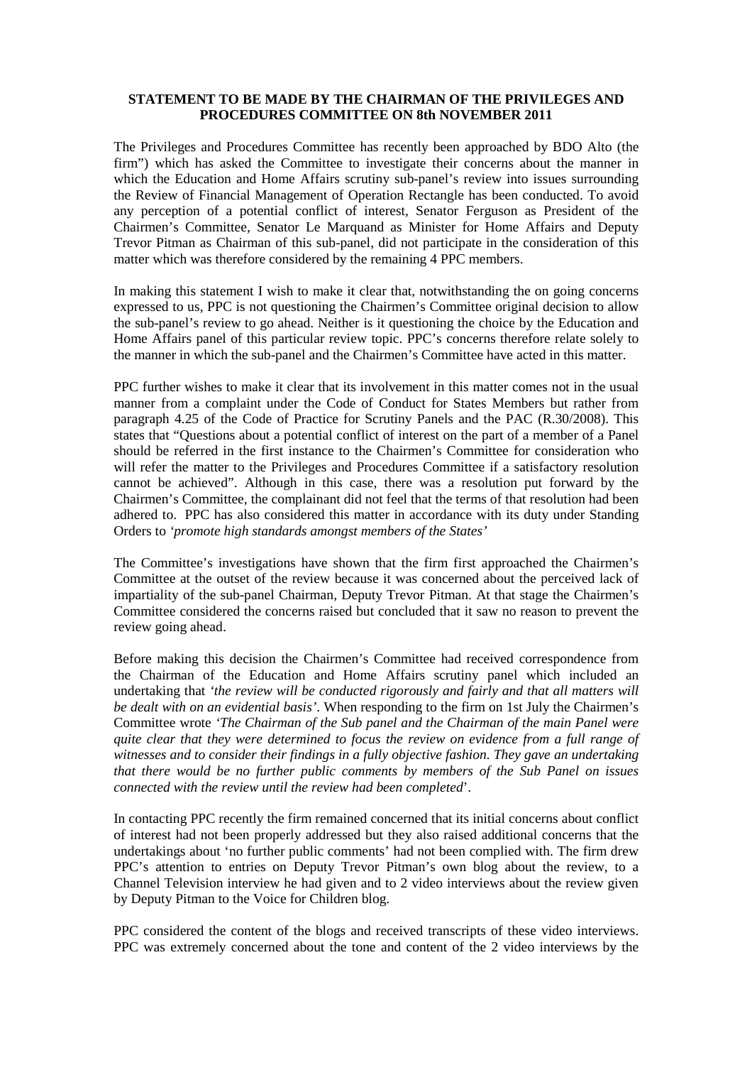**STATEMENT TO BE MADE BY THE CHAIRMAN OF THE PRIVILEGES AND PROCEDURES COMMITTEE ON 8th NOVEMBER 2011**

The Privileges and Procedures Committee has recently been approached by BDO Alto (the firm") which has asked the Committee to investigate their concerns about the manner in which the Education and Home Affairs scrutiny sub-panel's review into issues surrounding the Review of Financial Management of Operation Rectangle has been conducted. To avoid any perception of a potential conflict of interest, Senator Ferguson as President of the Chairmen's Committee, Senator Le Marquand as Minister for Home Affairs and Deputy Trevor Pitman as Chairman of this sub-panel, did not participate in the consideration of this matter which was therefore considered by the remaining 4 PPC members.

In making this statement I wish to make it clear that, notwithstanding the on going concerns expressed to us, PPC is not questioning the Chairmen's Committee original decision to allow the sub-panel's review to go ahead. Neither is it questioning the choice by the Education and Home Affairs panel of this particular review topic. PPC's concerns therefore relate solely to the manner in which the sub-panel and the Chairmen's Committee have acted in this matter.

PPC further wishes to make it clear that its involvement in this matter comes not in the usual manner from a complaint under the Code of Conduct for States Members but rather from paragraph 4.25 of the Code of Practice for Scrutiny Panels and the PAC (R.30/2008). This states that "Questions about a potential conflict of interest on the part of a member of a Panel should be referred in the first instance to the Chairmen's Committee for consideration who will refer the matter to the Privileges and Procedures Committee if a satisfactory resolution cannot be achieved". Although in this case, there was a resolution put forward by the Chairmen's Committee, the complainant did not feel that the terms of that resolution had been adhered to. PPC has also considered this matter in accordance with its duty under Standing Orders to *'promote high standards amongst members of the States'*

The Committee's investigations have shown that the firm first approached the Chairmen's Committee at the outset of the review because it was concerned about the perceived lack of impartiality of the sub-panel Chairman, Deputy Trevor Pitman. At that stage the Chairmen's Committee considered the concerns raised but concluded that it saw no reason to prevent the review going ahead.

Before making this decision the Chairmen's Committee had received correspondence from the Chairman of the Education and Home Affairs scrutiny panel which included an undertaking that *'the review will be conducted rigorously and fairly and that all matters will be dealt with on an evidential basis'*. When responding to the firm on 1st July the Chairmen's Committee wrote *'The Chairman of the Sub panel and the Chairman of the main Panel were quite clear that they were determined to focus the review on evidence from a full range of witnesses and to consider their findings in a fully objective fashion. They gave an undertaking that there would be no further public comments by members of the Sub Panel on issues connected with the review until the review had been completed*'.

In contacting PPC recently the firm remained concerned that its initial concerns about conflict of interest had not been properly addressed but they also raised additional concerns that the undertakings about 'no further public comments' had not been complied with. The firm drew PPC's attention to entries on Deputy Trevor Pitman's own blog about the review, to a Channel Television interview he had given and to 2 video interviews about the review given by Deputy Pitman to the Voice for Children blog.

PPC considered the content of the blogs and received transcripts of these video interviews. PPC was extremely concerned about the tone and content of the 2 video interviews by the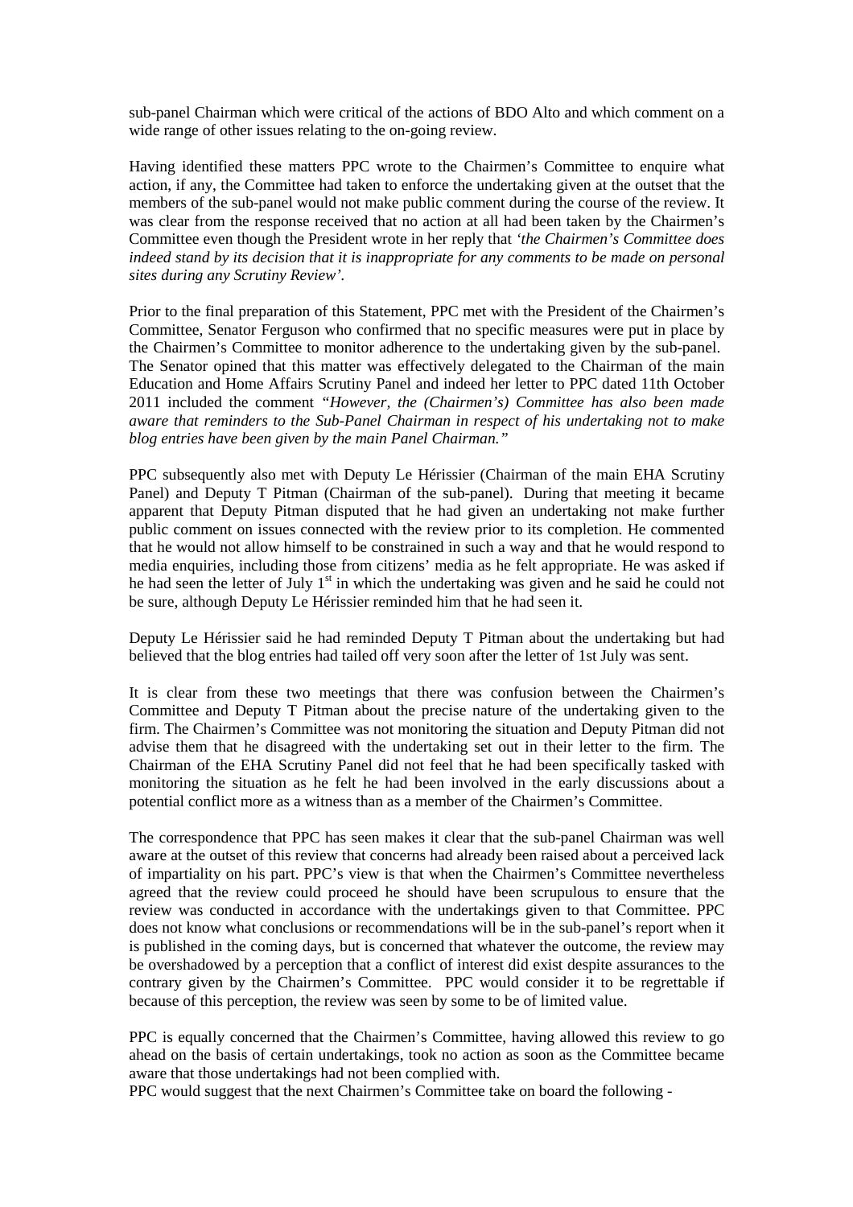sub-panel Chairman which were critical of the actions of BDO Alto and which comment on a wide range of other issues relating to the on-going review.

Having identified these matters PPC wrote to the Chairmen's Committee to enquire what action, if any, the Committee had taken to enforce the undertaking given at the outset that the members of the sub-panel would not make public comment during the course of the review. It was clear from the response received that no action at all had been taken by the Chairmen's Committee even though the President wrote in her reply that *'the Chairmen's Committee does indeed stand by its decision that it is inappropriate for any comments to be made on personal sites during any Scrutiny Review'.*

Prior to the final preparation of this Statement, PPC met with the President of the Chairmen's Committee, Senator Ferguson who confirmed that no specific measures were put in place by the Chairmen's Committee to monitor adherence to the undertaking given by the sub-panel. The Senator opined that this matter was effectively delegated to the Chairman of the main Education and Home Affairs Scrutiny Panel and indeed her letter to PPC dated 11th October 2011 included the comment *"However, the (Chairmen's) Committee has also been made aware that reminders to the Sub-Panel Chairman in respect of his undertaking not to make blog entries have been given by the main Panel Chairman."*

PPC subsequently also met with Deputy Le Hérissier (Chairman of the main EHA Scrutiny Panel) and Deputy T Pitman (Chairman of the sub-panel). During that meeting it became apparent that Deputy Pitman disputed that he had given an undertaking not make further public comment on issues connected with the review prior to its completion. He commented that he would not allow himself to be constrained in such a way and that he would respond to media enquiries, including those from citizens' media as he felt appropriate. He was asked if he had seen the letter of July 1st in which the undertaking was given and he said he could not be sure, although Deputy Le Hérissier reminded him that he had seen it.

Deputy Le Hérissier said he had reminded Deputy T Pitman about the undertaking but had believed that the blog entries had tailed off very soon after the letter of 1st July was sent.

It is clear from these two meetings that there was confusion between the Chairmen's Committee and Deputy T Pitman about the precise nature of the undertaking given to the firm. The Chairmen's Committee was not monitoring the situation and Deputy Pitman did not advise them that he disagreed with the undertaking set out in their letter to the firm. The Chairman of the EHA Scrutiny Panel did not feel that he had been specifically tasked with monitoring the situation as he felt he had been involved in the early discussions about a potential conflict more as a witness than as a member of the Chairmen's Committee.

The correspondence that PPC has seen makes it clear that the sub-panel Chairman was well aware at the outset of this review that concerns had already been raised about a perceived lack of impartiality on his part. PPC's view is that when the Chairmen's Committee nevertheless agreed that the review could proceed he should have been scrupulous to ensure that the review was conducted in accordance with the undertakings given to that Committee. PPC does not know what conclusions or recommendations will be in the sub-panel's report when it is published in the coming days, but is concerned that whatever the outcome, the review may be overshadowed by a perception that a conflict of interest did exist despite assurances to the contrary given by the Chairmen's Committee. PPC would consider it to be regrettable if because of this perception, the review was seen by some to be of limited value.

PPC is equally concerned that the Chairmen's Committee, having allowed this review to go ahead on the basis of certain undertakings, took no action as soon as the Committee became aware that those undertakings had not been complied with.

PPC would suggest that the next Chairmen's Committee take on board the following -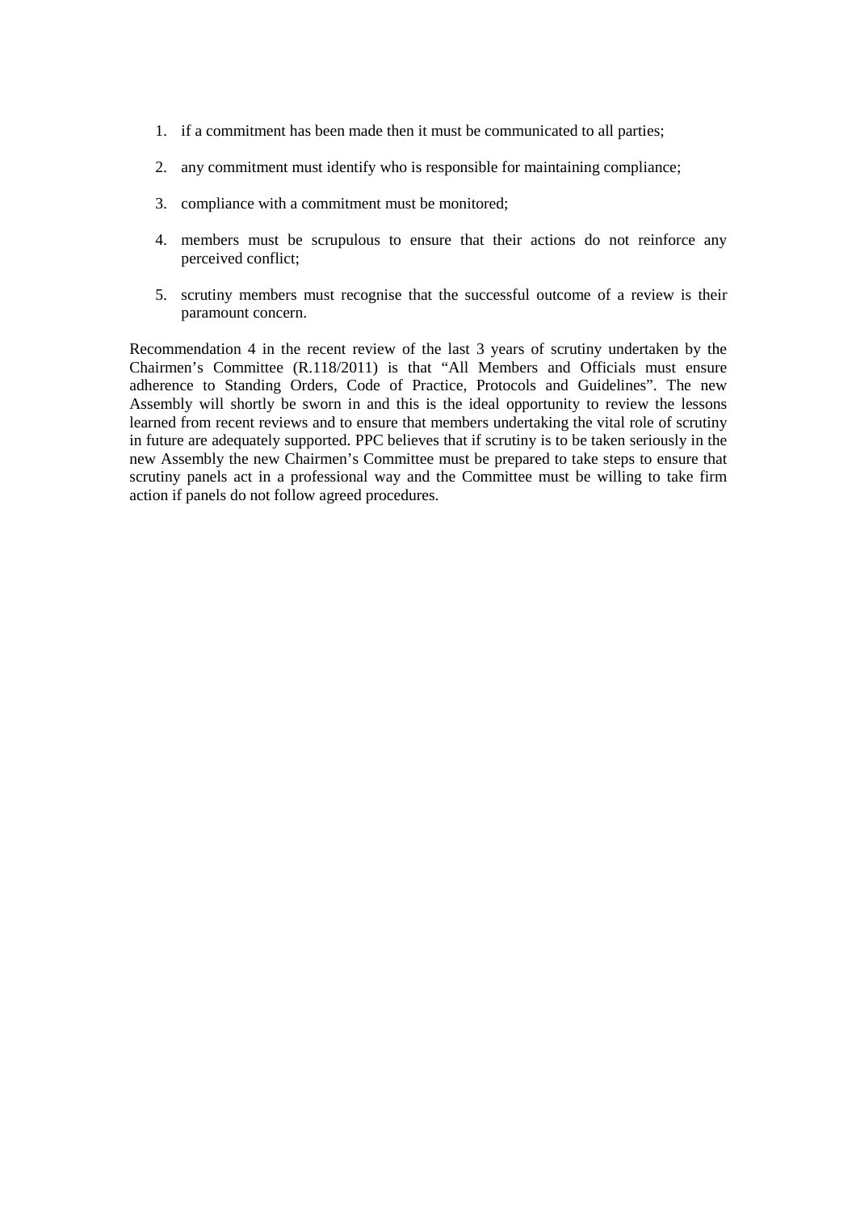1. if a commitment has been made then it must be communicated to all parties;
2. any commitment must identify who is responsible for maintaining compliance;
3. compliance with a commitment must be monitored;
4. members must be scrupulous to ensure that their actions do not reinforce any perceived conflict;
5. scrutiny members must recognise that the successful outcome of a review is their paramount concern.

Recommendation 4 in the recent review of the last 3 years of scrutiny undertaken by the Chairmen's Committee (R.118/2011) is that "All Members and Officials must ensure adherence to Standing Orders, Code of Practice, Protocols and Guidelines". The new Assembly will shortly be sworn in and this is the ideal opportunity to review the lessons learned from recent reviews and to ensure that members undertaking the vital role of scrutiny in future are adequately supported. PPC believes that if scrutiny is to be taken seriously in the new Assembly the new Chairmen's Committee must be prepared to take steps to ensure that scrutiny panels act in a professional way and the Committee must be willing to take firm action if panels do not follow agreed procedures.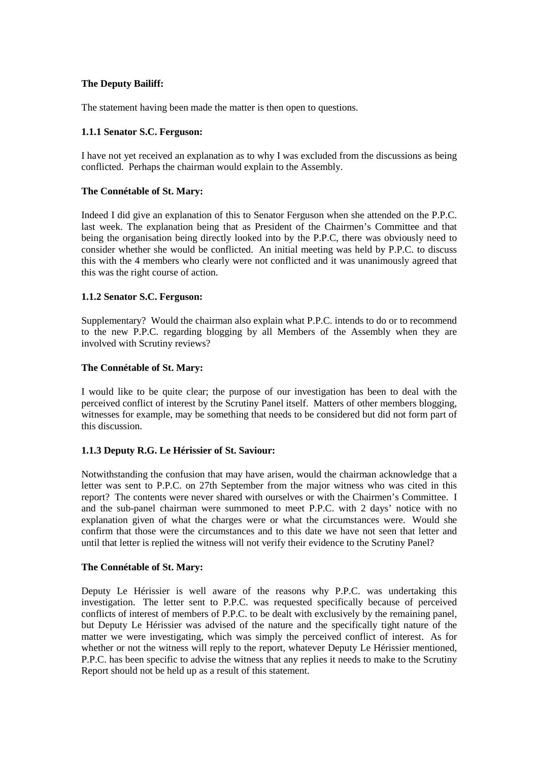**The Deputy Bailiff:**

The statement having been made the matter is then open to questions.

**1.1.1 Senator S.C. Ferguson:**

I have not yet received an explanation as to why I was excluded from the discussions as being conflicted. Perhaps the chairman would explain to the Assembly.

**The Connétable of St. Mary:**

Indeed I did give an explanation of this to Senator Ferguson when she attended on the P.P.C. last week. The explanation being that as President of the Chairmen's Committee and that being the organisation being directly looked into by the P.P.C, there was obviously need to consider whether she would be conflicted. An initial meeting was held by P.P.C. to discuss this with the 4 members who clearly were not conflicted and it was unanimously agreed that this was the right course of action.

**1.1.2 Senator S.C. Ferguson:**

Supplementary? Would the chairman also explain what P.P.C. intends to do or to recommend to the new P.P.C. regarding blogging by all Members of the Assembly when they are involved with Scrutiny reviews?

**The Connétable of St. Mary:**

I would like to be quite clear; the purpose of our investigation has been to deal with the perceived conflict of interest by the Scrutiny Panel itself. Matters of other members blogging, witnesses for example, may be something that needs to be considered but did not form part of this discussion.

**1.1.3 Deputy R.G. Le Hérissier of St. Saviour:**

Notwithstanding the confusion that may have arisen, would the chairman acknowledge that a letter was sent to P.P.C. on 27th September from the major witness who was cited in this report? The contents were never shared with ourselves or with the Chairmen's Committee. I and the sub-panel chairman were summoned to meet P.P.C. with 2 days' notice with no explanation given of what the charges were or what the circumstances were. Would she confirm that those were the circumstances and to this date we have not seen that letter and until that letter is replied the witness will not verify their evidence to the Scrutiny Panel?

**The Connétable of St. Mary:**

Deputy Le Hérissier is well aware of the reasons why P.P.C. was undertaking this investigation. The letter sent to P.P.C. was requested specifically because of perceived conflicts of interest of members of P.P.C. to be dealt with exclusively by the remaining panel, but Deputy Le Hérissier was advised of the nature and the specifically tight nature of the matter we were investigating, which was simply the perceived conflict of interest. As for whether or not the witness will reply to the report, whatever Deputy Le Hérissier mentioned, P.P.C. has been specific to advise the witness that any replies it needs to make to the Scrutiny Report should not be held up as a result of this statement.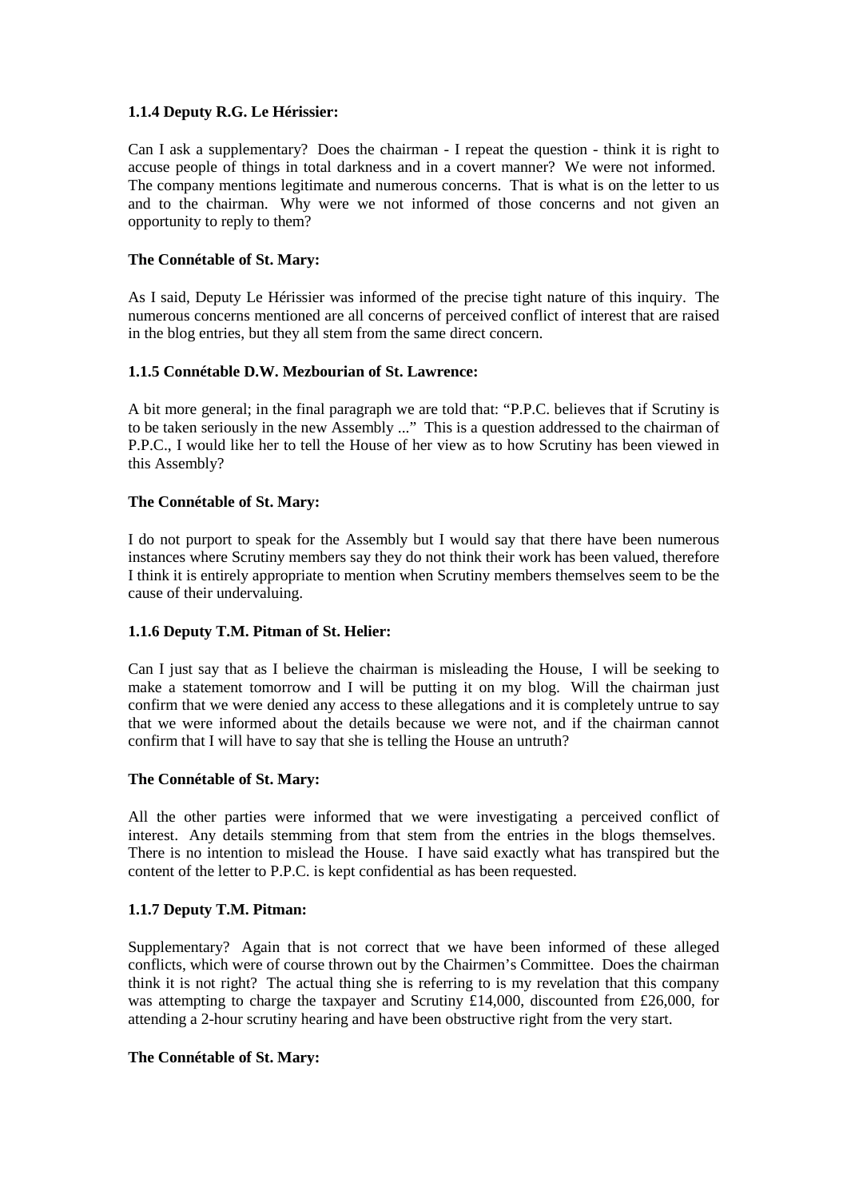**1.1.4 Deputy R.G. Le Hérissier:**

Can I ask a supplementary? Does the chairman - I repeat the question - think it is right to accuse people of things in total darkness and in a covert manner? We were not informed. The company mentions legitimate and numerous concerns. That is what is on the letter to us and to the chairman. Why were we not informed of those concerns and not given an opportunity to reply to them?

**The Connétable of St. Mary:**

As I said, Deputy Le Hérissier was informed of the precise tight nature of this inquiry. The numerous concerns mentioned are all concerns of perceived conflict of interest that are raised in the blog entries, but they all stem from the same direct concern.

**1.1.5 Connétable D.W. Mezbourian of St. Lawrence:**

A bit more general; in the final paragraph we are told that: "P.P.C. believes that if Scrutiny is to be taken seriously in the new Assembly ..." This is a question addressed to the chairman of P.P.C., I would like her to tell the House of her view as to how Scrutiny has been viewed in this Assembly?

**The Connétable of St. Mary:**

I do not purport to speak for the Assembly but I would say that there have been numerous instances where Scrutiny members say they do not think their work has been valued, therefore I think it is entirely appropriate to mention when Scrutiny members themselves seem to be the cause of their undervaluing.

**1.1.6 Deputy T.M. Pitman of St. Helier:**

Can I just say that as I believe the chairman is misleading the House, I will be seeking to make a statement tomorrow and I will be putting it on my blog. Will the chairman just confirm that we were denied any access to these allegations and it is completely untrue to say that we were informed about the details because we were not, and if the chairman cannot confirm that I will have to say that she is telling the House an untruth?

**The Connétable of St. Mary:**

All the other parties were informed that we were investigating a perceived conflict of interest. Any details stemming from that stem from the entries in the blogs themselves. There is no intention to mislead the House. I have said exactly what has transpired but the content of the letter to P.P.C. is kept confidential as has been requested.

**1.1.7 Deputy T.M. Pitman:**

Supplementary? Again that is not correct that we have been informed of these alleged conflicts, which were of course thrown out by the Chairmen's Committee. Does the chairman think it is not right? The actual thing she is referring to is my revelation that this company was attempting to charge the taxpayer and Scrutiny £14,000, discounted from £26,000, for attending a 2-hour scrutiny hearing and have been obstructive right from the very start.

**The Connétable of St. Mary:**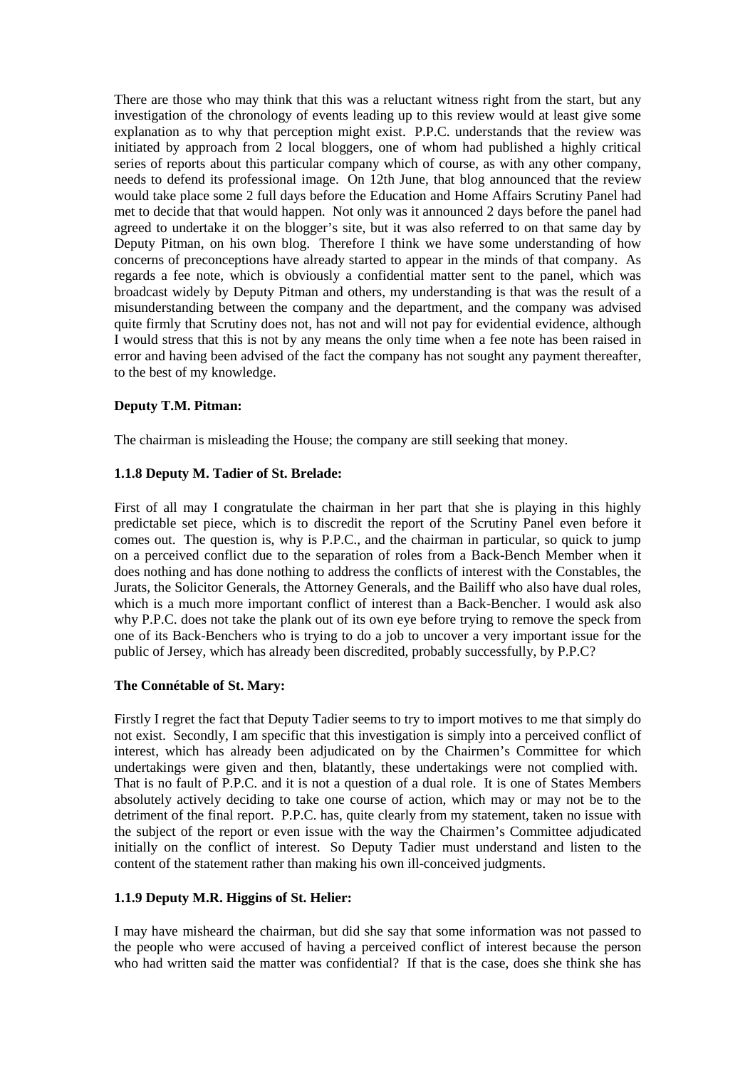There are those who may think that this was a reluctant witness right from the start, but any investigation of the chronology of events leading up to this review would at least give some explanation as to why that perception might exist. P.P.C. understands that the review was initiated by approach from 2 local bloggers, one of whom had published a highly critical series of reports about this particular company which of course, as with any other company, needs to defend its professional image. On 12th June, that blog announced that the review would take place some 2 full days before the Education and Home Affairs Scrutiny Panel had met to decide that that would happen. Not only was it announced 2 days before the panel had agreed to undertake it on the blogger's site, but it was also referred to on that same day by Deputy Pitman, on his own blog. Therefore I think we have some understanding of how concerns of preconceptions have already started to appear in the minds of that company. As regards a fee note, which is obviously a confidential matter sent to the panel, which was broadcast widely by Deputy Pitman and others, my understanding is that was the result of a misunderstanding between the company and the department, and the company was advised quite firmly that Scrutiny does not, has not and will not pay for evidential evidence, although I would stress that this is not by means the only time when a fee note has been raised in error and having been advised of the fact the company has not sought any payment thereafter, to the best of my knowledge.

**Deputy T.M. Pitman:**

The chairman is misleading the House; the company are still seeking that money.

**1.1.8 Deputy M. Tadier of St. Brelade:**

First of all may I congratulate the chairman in her part that she is playing in this highly predictable set piece, which is to discredit the report of the Scrutiny Panel even before it comes out. The question is, why is P.P.C., and the chairman in particular, so quick to jump on a perceived conflict due to the separation of roles from a Back-Bench Member when it does nothing and has done nothing to address the conflicts of interest with the Constables, the Jurats, the Solicitor Generals, the Attorney Generals, and the Bailiff who also have dual roles, which is a much more important conflict of interest than a Back-Bencher. I would ask also why P.P.C. does not take the plank out of its own eye before trying to remove the speck from one of its Back-Benchers who is trying to do a job to uncover a very important issue for the public of Jersey, which has already been discredited, probably successfully, by P.P.C?

**The Connétable of St. Mary:**

Firstly I regret the fact that Deputy Tadier seems to try to import motives to me that simply do not exist. Secondly, I am specific that this investigation is simply into a perceived conflict of interest, which has already been adjudicated on by the Chairmen's Committee for which undertakings were given and then, blatantly, these undertakings were not complied with. That is no fault of P.P.C. and it is not a question of a dual role. It is one of States Members absolutely actively deciding to take one course of action, which may or may not be to the detriment of the final report. P.P.C. has, quite clearly from my statement, taken no issue with the subject of the report or even issue with the way the Chairmen's Committee adjudicated initially on the conflict of interest. So Deputy Tadier must understand and listen to the content of the statement rather than making his own ill-conceived judgments.

**1.1.9 Deputy M.R. Higgins of St. Helier:**

I may have misheard the chairman, but did she say that some information was not passed to the people who were accused of having a perceived conflict of interest because the person who had written said the matter was confidential? If that is the case, does she think she has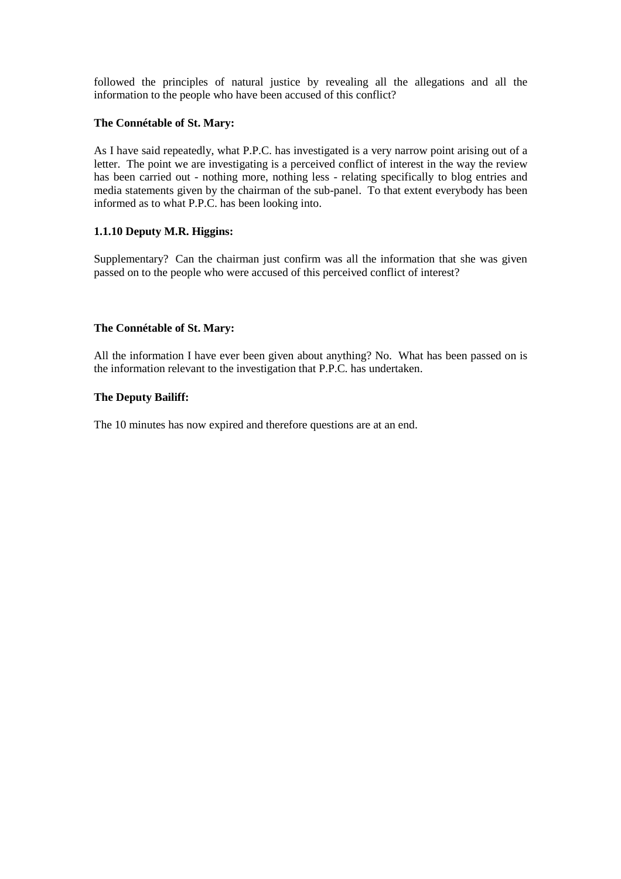followed the principles of natural justice by revealing all the allegations and all the information to the people who have been accused of this conflict?

**The Connétable of St. Mary:**

As I have said repeatedly, what P.P.C. has investigated is a very narrow point arising out of a letter. The point we are investigating is a perceived conflict of interest in the way the review has been carried out - nothing more, nothing less - relating specifically to blog entries and media statements given by the chairman of the sub-panel. To that extent everybody has been informed as to what P.P.C. has been looking into.

**1.1.10 Deputy M.R. Higgins:**

Supplementary? Can the chairman just confirm was all the information that she was given passed on to the people who were accused of this perceived conflict of interest?

**The Connétable of St. Mary:**

All the information I have ever been given about anything? No. What has been passed on is the information relevant to the investigation that P.P.C. has undertaken.

**The Deputy Bailiff:**

The 10 minutes has now expired and therefore questions are at an end.